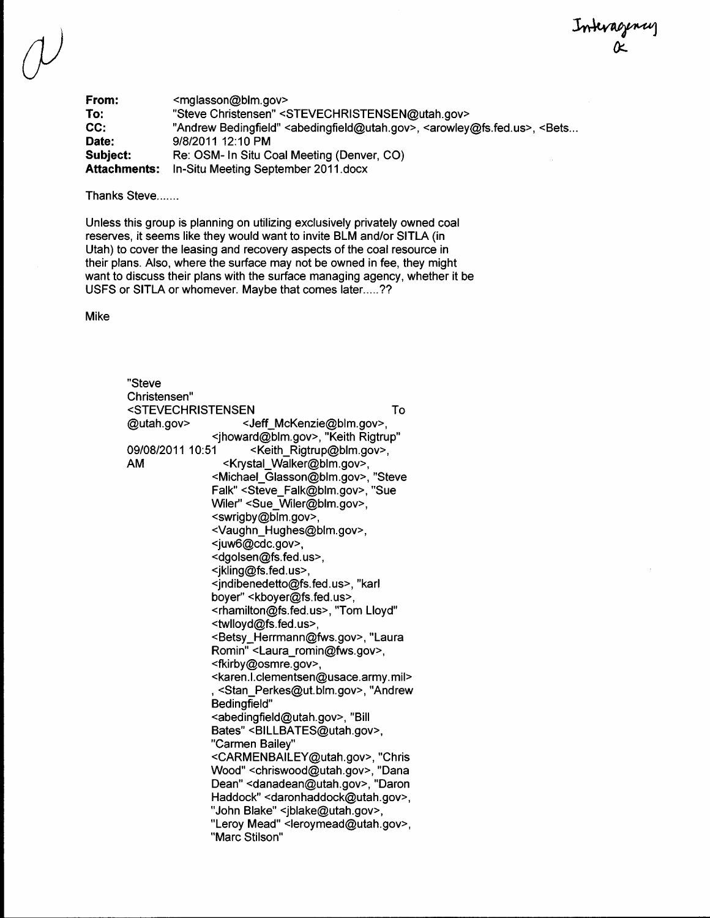Interagency
a

**From:** <mglasson@blm.gov>
**To:** "Steve Christensen" <STEVECHRISTENSEN@utah.gov>
**CC:** "Andrew Bedingfield" <abedingfield@utah.gov>, <arowley@fs.fed.us>, <Bets...
**Date:** 9/8/2011 12:10 PM
**Subject:** Re: OSM- In Situ Coal Meeting (Denver, CO)
**Attachments:** In-Situ Meeting September 2011.docx

Thanks Steve.......

Unless this group is planning on utilizing exclusively privately owned coal reserves, it seems like they would want to invite BLM and/or SITLA (in Utah) to cover the leasing and recovery aspects of the coal resource in their plans. Also, where the surface may not be owned in fee, they might want to discuss their plans with the surface managing agency, whether it be USFS or SITLA or whomever. Maybe that comes later.....??

Mike

"Steve Christensen" <STEVECHRISTENSEN@utah.gov>
09/08/2011 10:51 AM

To
<Jeff_McKenzie@blm.gov>, <jhoward@blm.gov>, "Keith Rigtrup" <Keith_Rigtrup@blm.gov>, <Krystal_Walker@blm.gov>, <Michael_Glasson@blm.gov>, "Steve Falk" <Steve_Falk@blm.gov>, "Sue Wiler" <Sue_Wiler@blm.gov>, <swrigby@blm.gov>, <Vaughn_Hughes@blm.gov>, <juw6@cdc.gov>, <dgolsen@fs.fed.us>, <jkling@fs.fed.us>, <jndibenedetto@fs.fed.us>, "karl boyer" <kboyer@fs.fed.us>, <rhamilton@fs.fed.us>, "Tom Lloyd" <twlloyd@fs.fed.us>, <Betsy_Herrmann@fws.gov>, "Laura Romin" <Laura_romin@fws.gov>, <fkirby@osmre.gov>, <karen.l.clementsen@usace.army.mil>, <Stan_Perkes@ut.blm.gov>, "Andrew Bedingfield" <abedingfield@utah.gov>, "Bill Bates" <BILLBATES@utah.gov>, "Carmen Bailey" <CARMENBAILEY@utah.gov>, "Chris Wood" <chriswood@utah.gov>, "Dana Dean" <danadean@utah.gov>, "Daron Haddock" <daronhaddock@utah.gov>, "John Blake" <jblake@utah.gov>, "Leroy Mead" <leroymead@utah.gov>, "Marc Stilson"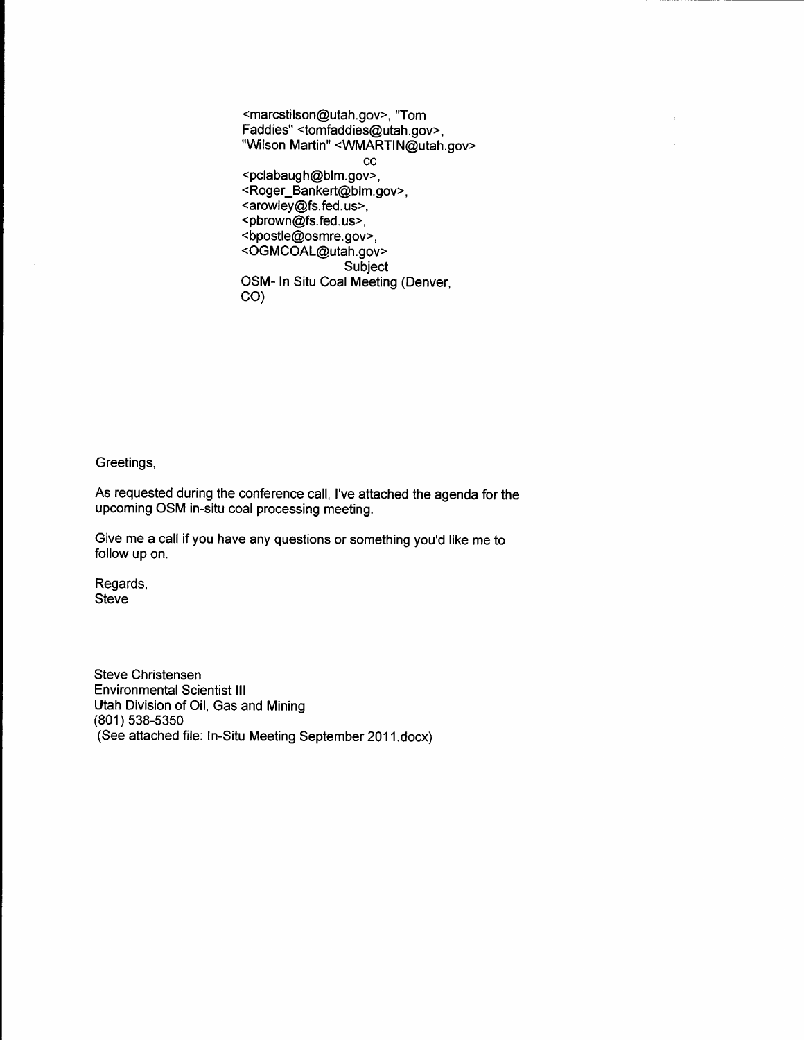<marcstilson@utah.gov>, "Tom Faddies" <tomfaddies@utah.gov>, "Wilson Martin" <WMARTIN@utah.gov>

cc

<pclabaugh@blm.gov>, <Roger_Bankert@blm.gov>, <arowley@fs.fed.us>, <pbrown@fs.fed.us>, <bpostle@osmre.gov>, <OGMCOAL@utah.gov>

Subject

OSM- In Situ Coal Meeting (Denver, CO)

Greetings,

As requested during the conference call, I've attached the agenda for the upcoming OSM in-situ coal processing meeting.

Give me a call if you have any questions or something you'd like me to follow up on.

Regards,
Steve

Steve Christensen
Environmental Scientist III
Utah Division of Oil, Gas and Mining
(801) 538-5350
(See attached file: In-Situ Meeting September 2011.docx)